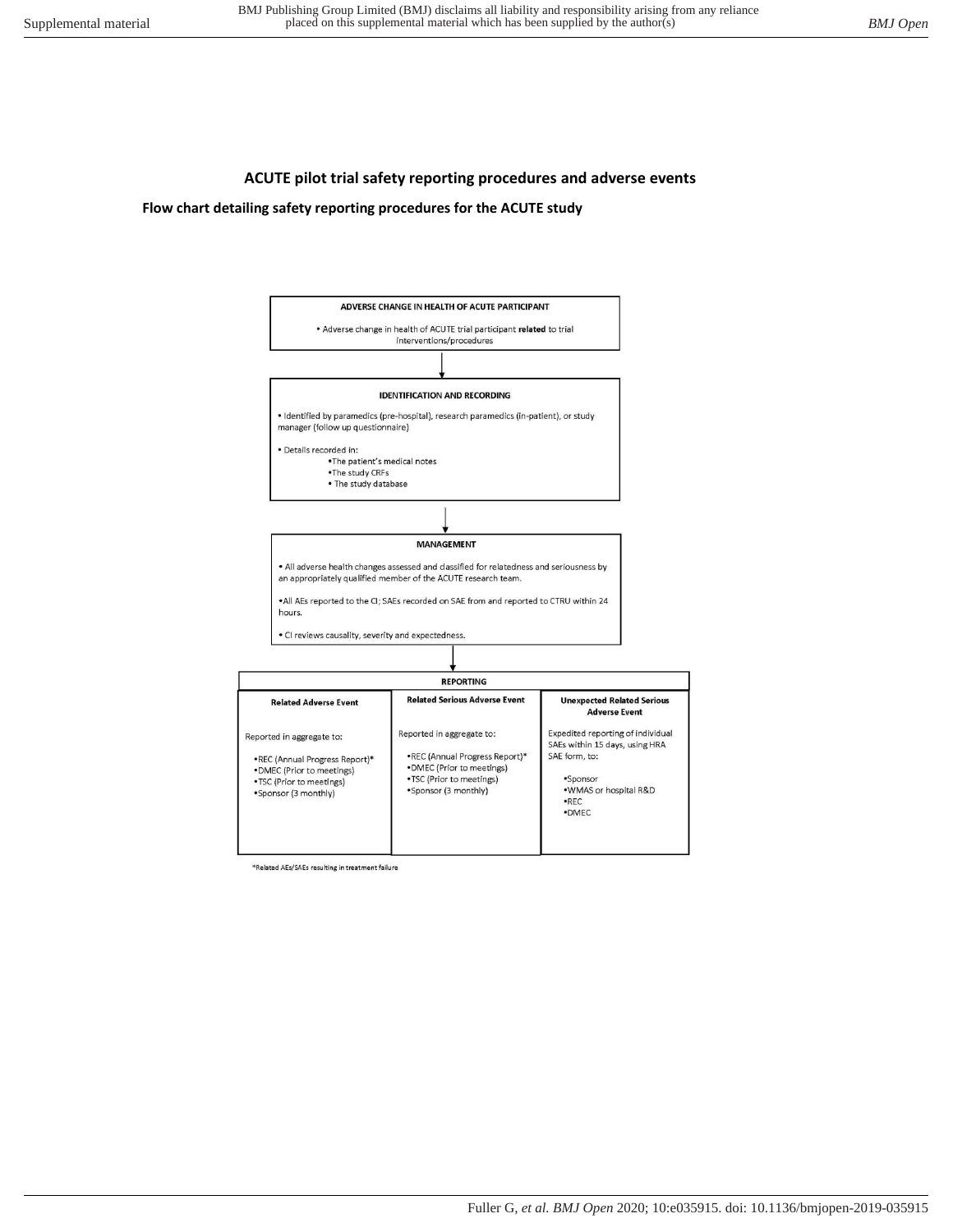# ACUTE pilot trial safety reporting procedures and adverse events

## Flow chart detailing safety reporting procedures for the ACUTE study

**ADVERSE CHANGE IN HEALTH OF ACUTE PARTICIPANT**

- Adverse change in health of ACUTE trial participant **related** to trial interventions/procedures

↓

**IDENTIFICATION AND RECORDING**

- Identified by paramedics (pre-hospital), research paramedics (in-patient), or study manager (follow up questionnaire)
- Details recorded in:
  - The patient's medical notes
  - The study CRFs
  - The study database

↓

**MANAGEMENT**

- All adverse health changes assessed and classified for relatedness and seriousness by an appropriately qualified member of the ACUTE research team.
- All AEs reported to the CI; SAEs recorded on SAE from and reported to CTRU within 24 hours.
- CI reviews causality, severity and expectedness.

↓

**REPORTING**

| Related Adverse Event | Related Serious Adverse Event | Unexpected Related Serious Adverse Event |
|---|---|---|
| Reported in aggregate to:<br><br>•REC (Annual Progress Report)*<br>•DMEC (Prior to meetings)<br>•TSC (Prior to meetings)<br>•Sponsor (3 monthly) | Reported in aggregate to:<br><br>•REC (Annual Progress Report)*<br>•DMEC (Prior to meetings)<br>•TSC (Prior to meetings)<br>•Sponsor (3 monthly) | Expedited reporting of individual SAEs within 15 days, using HRA SAE form, to:<br><br>•Sponsor<br>•WMAS or hospital R&D<br>•REC<br>•DMEC |

*Related AEs/SAEs resulting in treatment failure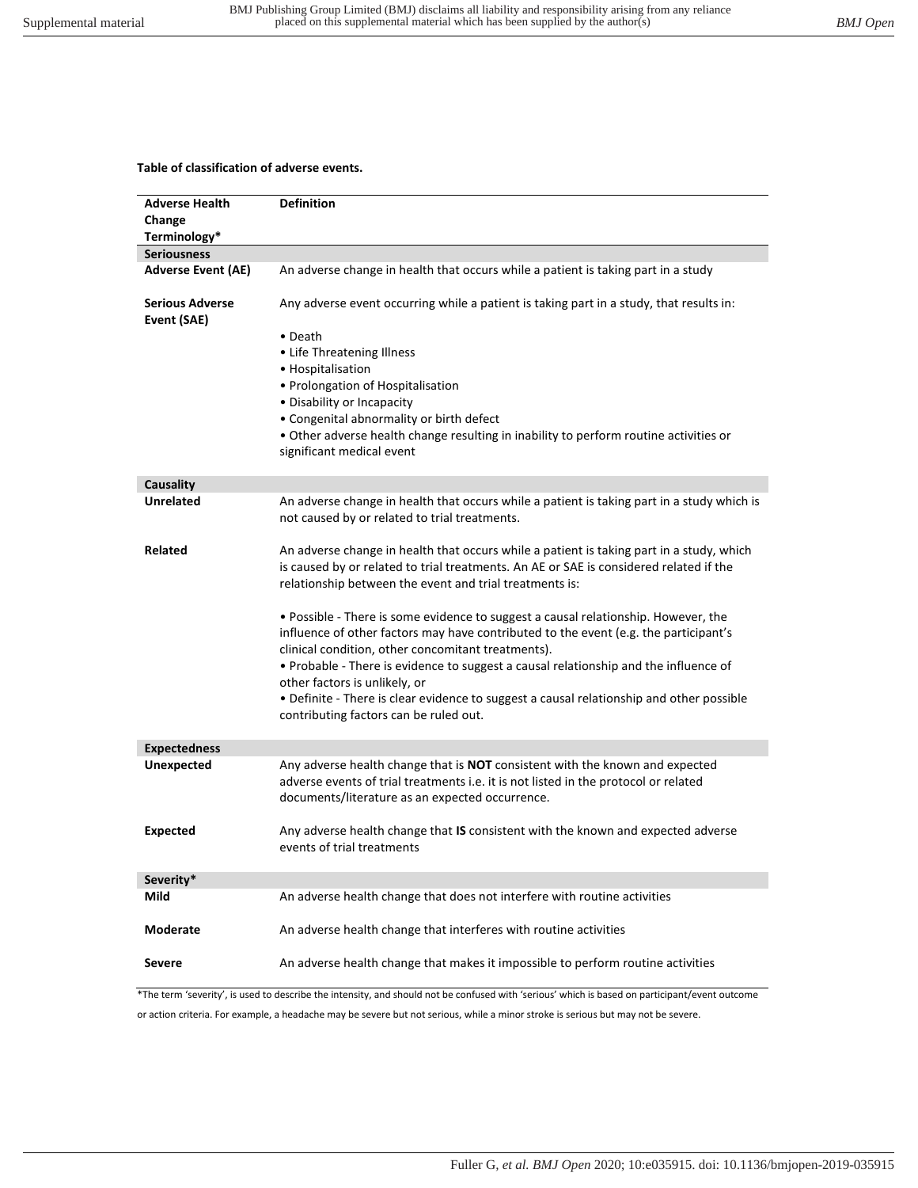**Table of classification of adverse events.**

| Adverse Health Change Terminology* | Definition |
|---|---|
| **Seriousness** | |
| **Adverse Event (AE)** | An adverse change in health that occurs while a patient is taking part in a study |
| **Serious Adverse Event (SAE)** | Any adverse event occurring while a patient is taking part in a study, that results in:<br><br>• Death<br>• Life Threatening Illness<br>• Hospitalisation<br>• Prolongation of Hospitalisation<br>• Disability or Incapacity<br>• Congenital abnormality or birth defect<br>• Other adverse health change resulting in inability to perform routine activities or significant medical event |
| **Causality** | |
| **Unrelated** | An adverse change in health that occurs while a patient is taking part in a study which is not caused by or related to trial treatments. |
| **Related** | An adverse change in health that occurs while a patient is taking part in a study, which is caused by or related to trial treatments. An AE or SAE is considered related if the relationship between the event and trial treatments is:<br><br>• Possible - There is some evidence to suggest a causal relationship. However, the influence of other factors may have contributed to the event (e.g. the participant's clinical condition, other concomitant treatments).<br>• Probable - There is evidence to suggest a causal relationship and the influence of other factors is unlikely, or<br>• Definite - There is clear evidence to suggest a causal relationship and other possible contributing factors can be ruled out. |
| **Expectedness** | |
| **Unexpected** | Any adverse health change that is **NOT** consistent with the known and expected adverse events of trial treatments i.e. it is not listed in the protocol or related documents/literature as an expected occurrence. |
| **Expected** | Any adverse health change that **IS** consistent with the known and expected adverse events of trial treatments |
| **Severity*** | |
| **Mild** | An adverse health change that does not interfere with routine activities |
| **Moderate** | An adverse health change that interferes with routine activities |
| **Severe** | An adverse health change that makes it impossible to perform routine activities |

*The term 'severity', is used to describe the intensity, and should not be confused with 'serious' which is based on participant/event outcome or action criteria. For example, a headache may be severe but not serious, while a minor stroke is serious but may not be severe.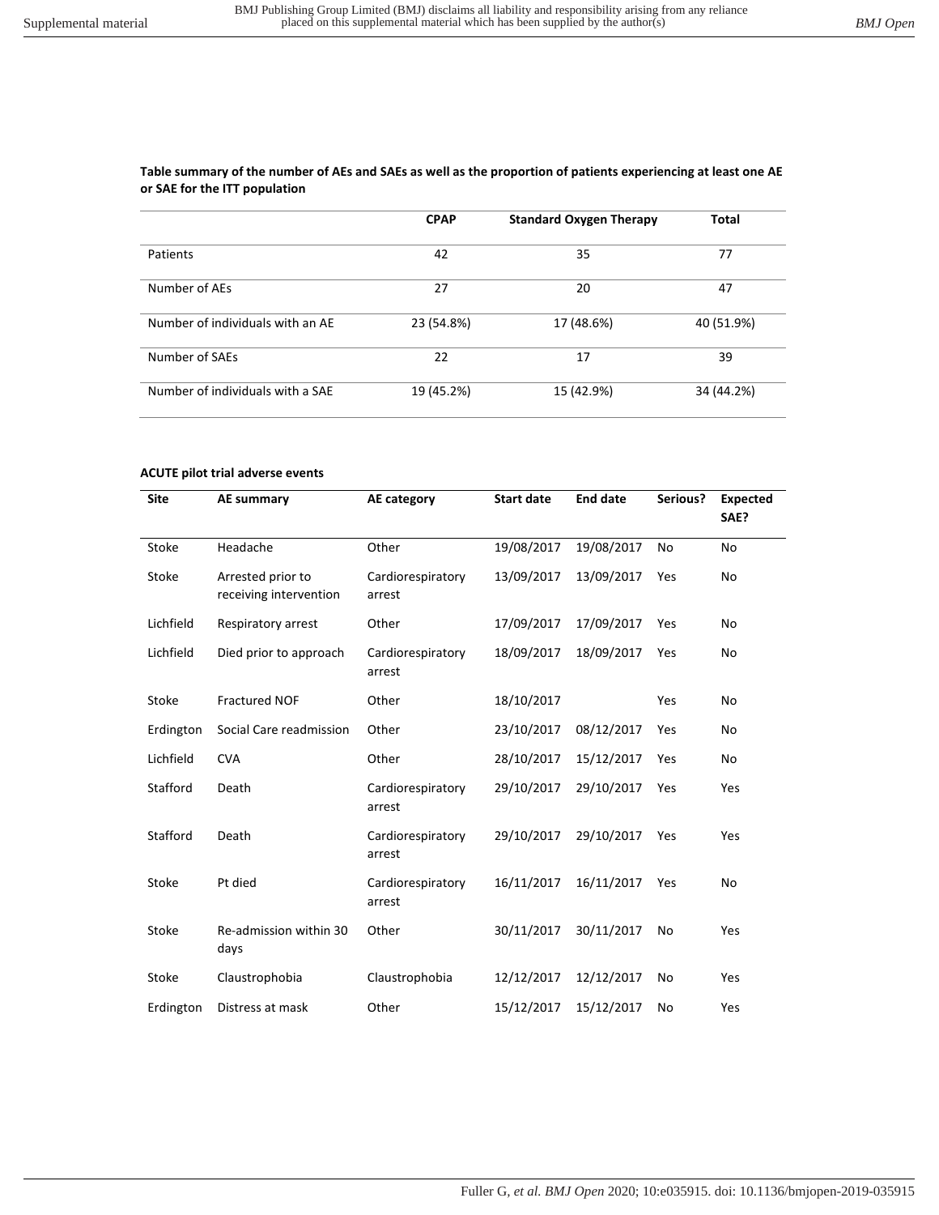**Table summary of the number of AEs and SAEs as well as the proportion of patients experiencing at least one AE or SAE for the ITT population**

| | CPAP | Standard Oxygen Therapy | Total |
|---|---|---|---|
| Patients | 42 | 35 | 77 |
| Number of AEs | 27 | 20 | 47 |
| Number of individuals with an AE | 23 (54.8%) | 17 (48.6%) | 40 (51.9%) |
| Number of SAEs | 22 | 17 | 39 |
| Number of individuals with a SAE | 19 (45.2%) | 15 (42.9%) | 34 (44.2%) |

**ACUTE pilot trial adverse events**

| Site | AE summary | AE category | Start date | End date | Serious? | Expected SAE? |
|---|---|---|---|---|---|---|
| Stoke | Headache | Other | 19/08/2017 | 19/08/2017 | No | No |
| Stoke | Arrested prior to receiving intervention | Cardiorespiratory arrest | 13/09/2017 | 13/09/2017 | Yes | No |
| Lichfield | Respiratory arrest | Other | 17/09/2017 | 17/09/2017 | Yes | No |
| Lichfield | Died prior to approach | Cardiorespiratory arrest | 18/09/2017 | 18/09/2017 | Yes | No |
| Stoke | Fractured NOF | Other | 18/10/2017 | | Yes | No |
| Erdington | Social Care readmission | Other | 23/10/2017 | 08/12/2017 | Yes | No |
| Lichfield | CVA | Other | 28/10/2017 | 15/12/2017 | Yes | No |
| Stafford | Death | Cardiorespiratory arrest | 29/10/2017 | 29/10/2017 | Yes | Yes |
| Stafford | Death | Cardiorespiratory arrest | 29/10/2017 | 29/10/2017 | Yes | Yes |
| Stoke | Pt died | Cardiorespiratory arrest | 16/11/2017 | 16/11/2017 | Yes | No |
| Stoke | Re-admission within 30 days | Other | 30/11/2017 | 30/11/2017 | No | Yes |
| Stoke | Claustrophobia | Claustrophobia | 12/12/2017 | 12/12/2017 | No | Yes |
| Erdington | Distress at mask | Other | 15/12/2017 | 15/12/2017 | No | Yes |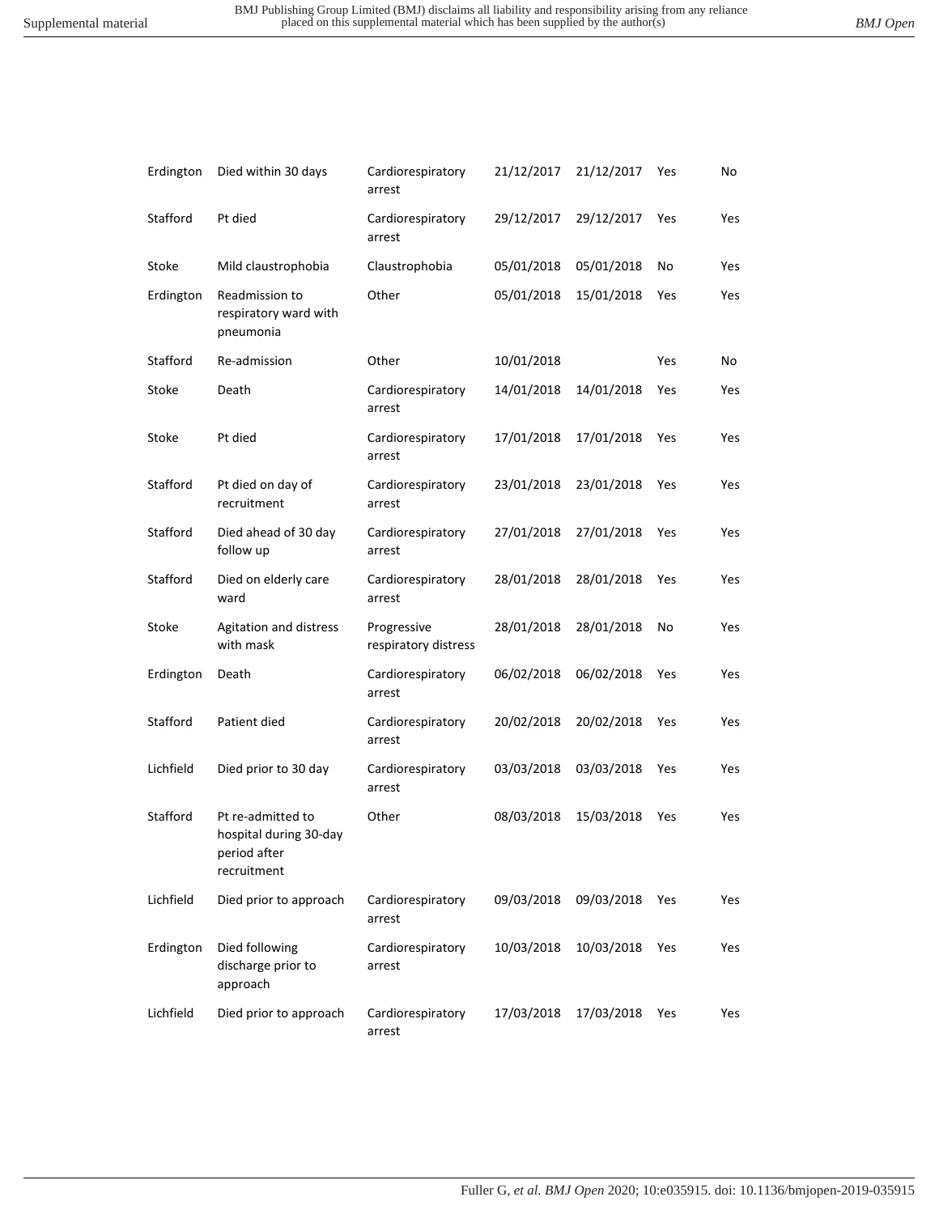| | | | | | | |
|---|---|---|---|---|---|---|
| Erdington | Died within 30 days | Cardiorespiratory arrest | 21/12/2017 | 21/12/2017 | Yes | No |
| Stafford | Pt died | Cardiorespiratory arrest | 29/12/2017 | 29/12/2017 | Yes | Yes |
| Stoke | Mild claustrophobia | Claustrophobia | 05/01/2018 | 05/01/2018 | No | Yes |
| Erdington | Readmission to respiratory ward with pneumonia | Other | 05/01/2018 | 15/01/2018 | Yes | Yes |
| Stafford | Re-admission | Other | 10/01/2018 | | Yes | No |
| Stoke | Death | Cardiorespiratory arrest | 14/01/2018 | 14/01/2018 | Yes | Yes |
| Stoke | Pt died | Cardiorespiratory arrest | 17/01/2018 | 17/01/2018 | Yes | Yes |
| Stafford | Pt died on day of recruitment | Cardiorespiratory arrest | 23/01/2018 | 23/01/2018 | Yes | Yes |
| Stafford | Died ahead of 30 day follow up | Cardiorespiratory arrest | 27/01/2018 | 27/01/2018 | Yes | Yes |
| Stafford | Died on elderly care ward | Cardiorespiratory arrest | 28/01/2018 | 28/01/2018 | Yes | Yes |
| Stoke | Agitation and distress with mask | Progressive respiratory distress | 28/01/2018 | 28/01/2018 | No | Yes |
| Erdington | Death | Cardiorespiratory arrest | 06/02/2018 | 06/02/2018 | Yes | Yes |
| Stafford | Patient died | Cardiorespiratory arrest | 20/02/2018 | 20/02/2018 | Yes | Yes |
| Lichfield | Died prior to 30 day | Cardiorespiratory arrest | 03/03/2018 | 03/03/2018 | Yes | Yes |
| Stafford | Pt re-admitted to hospital during 30-day period after recruitment | Other | 08/03/2018 | 15/03/2018 | Yes | Yes |
| Lichfield | Died prior to approach | Cardiorespiratory arrest | 09/03/2018 | 09/03/2018 | Yes | Yes |
| Erdington | Died following discharge prior to approach | Cardiorespiratory arrest | 10/03/2018 | 10/03/2018 | Yes | Yes |
| Lichfield | Died prior to approach | Cardiorespiratory arrest | 17/03/2018 | 17/03/2018 | Yes | Yes |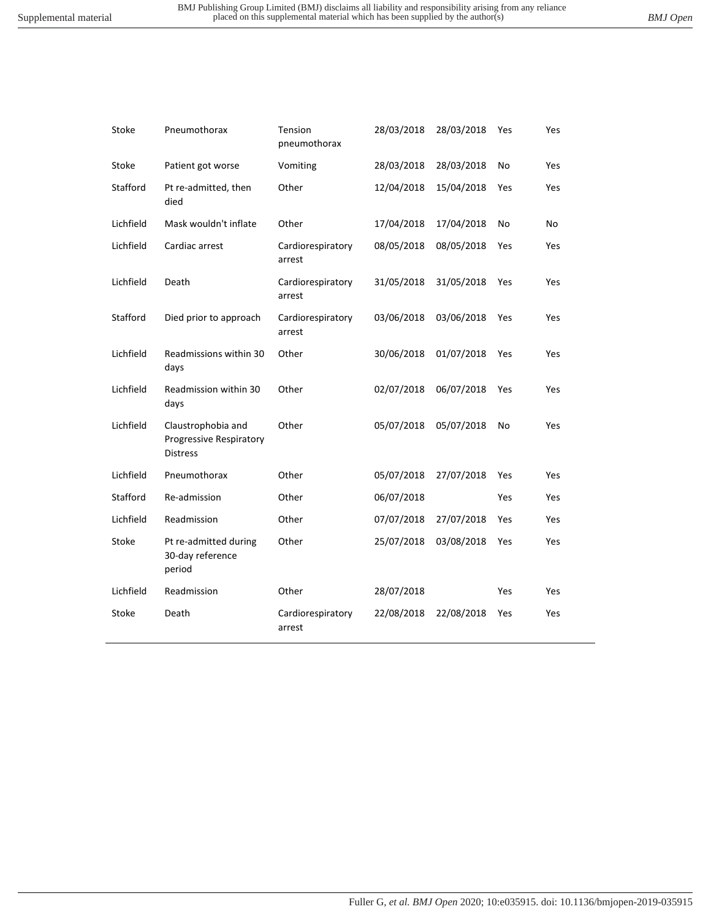| | | | | | | |
|---|---|---|---|---|---|---|
| Stoke | Pneumothorax | Tension pneumothorax | 28/03/2018 | 28/03/2018 | Yes | Yes |
| Stoke | Patient got worse | Vomiting | 28/03/2018 | 28/03/2018 | No | Yes |
| Stafford | Pt re-admitted, then died | Other | 12/04/2018 | 15/04/2018 | Yes | Yes |
| Lichfield | Mask wouldn't inflate | Other | 17/04/2018 | 17/04/2018 | No | No |
| Lichfield | Cardiac arrest | Cardiorespiratory arrest | 08/05/2018 | 08/05/2018 | Yes | Yes |
| Lichfield | Death | Cardiorespiratory arrest | 31/05/2018 | 31/05/2018 | Yes | Yes |
| Stafford | Died prior to approach | Cardiorespiratory arrest | 03/06/2018 | 03/06/2018 | Yes | Yes |
| Lichfield | Readmissions within 30 days | Other | 30/06/2018 | 01/07/2018 | Yes | Yes |
| Lichfield | Readmission within 30 days | Other | 02/07/2018 | 06/07/2018 | Yes | Yes |
| Lichfield | Claustrophobia and Progressive Respiratory Distress | Other | 05/07/2018 | 05/07/2018 | No | Yes |
| Lichfield | Pneumothorax | Other | 05/07/2018 | 27/07/2018 | Yes | Yes |
| Stafford | Re-admission | Other | 06/07/2018 | | Yes | Yes |
| Lichfield | Readmission | Other | 07/07/2018 | 27/07/2018 | Yes | Yes |
| Stoke | Pt re-admitted during 30-day reference period | Other | 25/07/2018 | 03/08/2018 | Yes | Yes |
| Lichfield | Readmission | Other | 28/07/2018 | | Yes | Yes |
| Stoke | Death | Cardiorespiratory arrest | 22/08/2018 | 22/08/2018 | Yes | Yes |